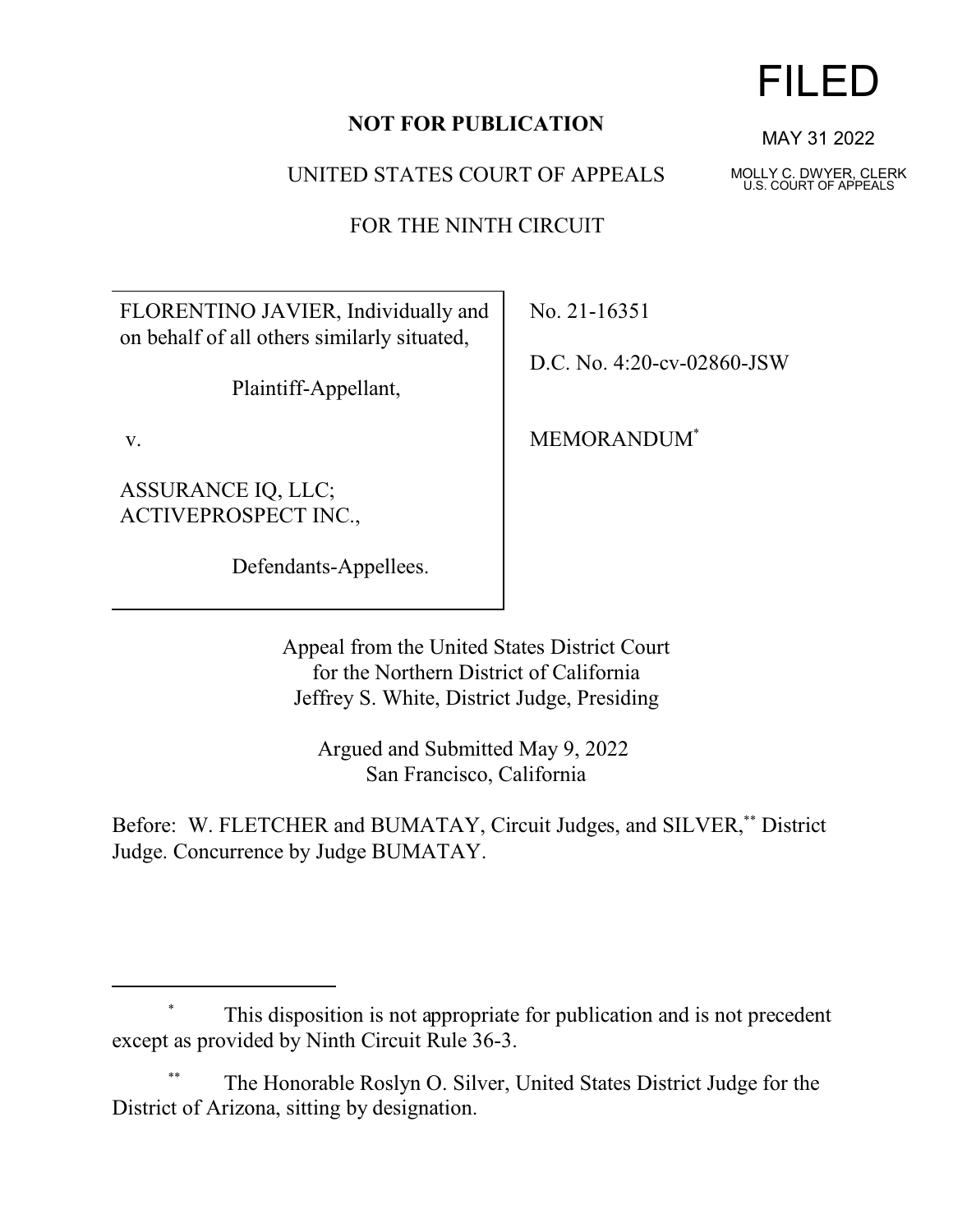FILED

MAY 31 2022

MOLLY C. DWYER, CLERK
U.S. COURT OF APPEALS

**NOT FOR PUBLICATION**

UNITED STATES COURT OF APPEALS

FOR THE NINTH CIRCUIT

| | |
|---|---|
| FLORENTINO JAVIER, Individually and on behalf of all others similarly situated,<br><br>Plaintiff-Appellant,<br><br>v.<br><br>ASSURANCE IQ, LLC; ACTIVEPROSPECT INC.,<br><br>Defendants-Appellees. | No. 21-16351<br><br>D.C. No. 4:20-cv-02860-JSW<br><br>MEMORANDUM* |

Appeal from the United States District Court
for the Northern District of California
Jeffrey S. White, District Judge, Presiding

Argued and Submitted May 9, 2022
San Francisco, California

Before: W. FLETCHER and BUMATAY, Circuit Judges, and SILVER,** District Judge. Concurrence by Judge BUMATAY.

---

\* This disposition is not appropriate for publication and is not precedent except as provided by Ninth Circuit Rule 36-3.

\*\* The Honorable Roslyn O. Silver, United States District Judge for the District of Arizona, sitting by designation.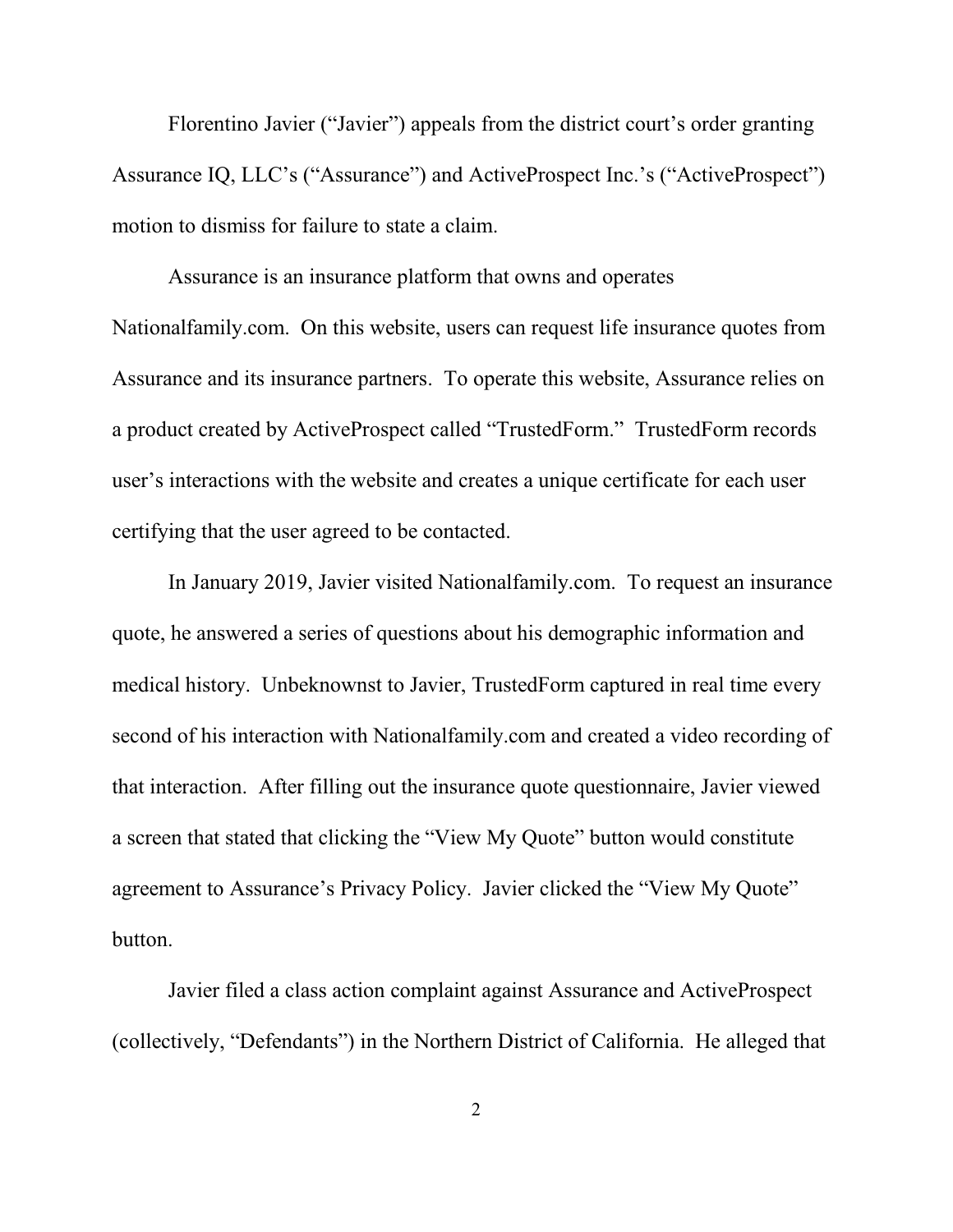Florentino Javier ("Javier") appeals from the district court's order granting Assurance IQ, LLC's ("Assurance") and ActiveProspect Inc.'s ("ActiveProspect") motion to dismiss for failure to state a claim.

Assurance is an insurance platform that owns and operates Nationalfamily.com. On this website, users can request life insurance quotes from Assurance and its insurance partners. To operate this website, Assurance relies on a product created by ActiveProspect called "TrustedForm." TrustedForm records user's interactions with the website and creates a unique certificate for each user certifying that the user agreed to be contacted.

In January 2019, Javier visited Nationalfamily.com. To request an insurance quote, he answered a series of questions about his demographic information and medical history. Unbeknownst to Javier, TrustedForm captured in real time every second of his interaction with Nationalfamily.com and created a video recording of that interaction. After filling out the insurance quote questionnaire, Javier viewed a screen that stated that clicking the "View My Quote" button would constitute agreement to Assurance's Privacy Policy. Javier clicked the "View My Quote" button.

Javier filed a class action complaint against Assurance and ActiveProspect (collectively, "Defendants") in the Northern District of California. He alleged that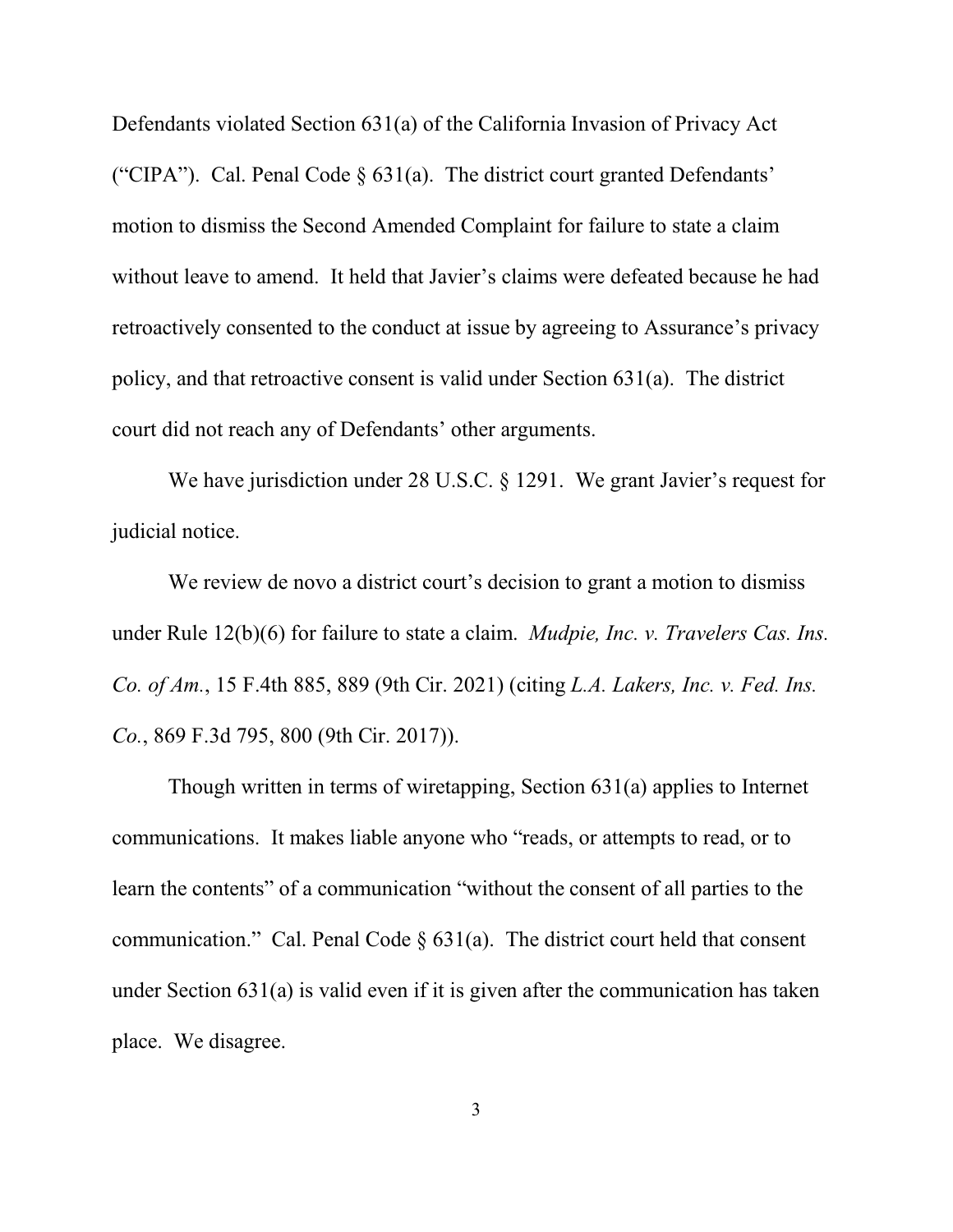Defendants violated Section 631(a) of the California Invasion of Privacy Act ("CIPA"). Cal. Penal Code § 631(a). The district court granted Defendants' motion to dismiss the Second Amended Complaint for failure to state a claim without leave to amend. It held that Javier's claims were defeated because he had retroactively consented to the conduct at issue by agreeing to Assurance's privacy policy, and that retroactive consent is valid under Section 631(a). The district court did not reach any of Defendants' other arguments.

We have jurisdiction under 28 U.S.C. § 1291. We grant Javier's request for judicial notice.

We review de novo a district court's decision to grant a motion to dismiss under Rule 12(b)(6) for failure to state a claim. *Mudpie, Inc. v. Travelers Cas. Ins. Co. of Am.*, 15 F.4th 885, 889 (9th Cir. 2021) (citing *L.A. Lakers, Inc. v. Fed. Ins. Co.*, 869 F.3d 795, 800 (9th Cir. 2017)).

Though written in terms of wiretapping, Section 631(a) applies to Internet communications. It makes liable anyone who "reads, or attempts to read, or to learn the contents" of a communication "without the consent of all parties to the communication." Cal. Penal Code § 631(a). The district court held that consent under Section 631(a) is valid even if it is given after the communication has taken place. We disagree.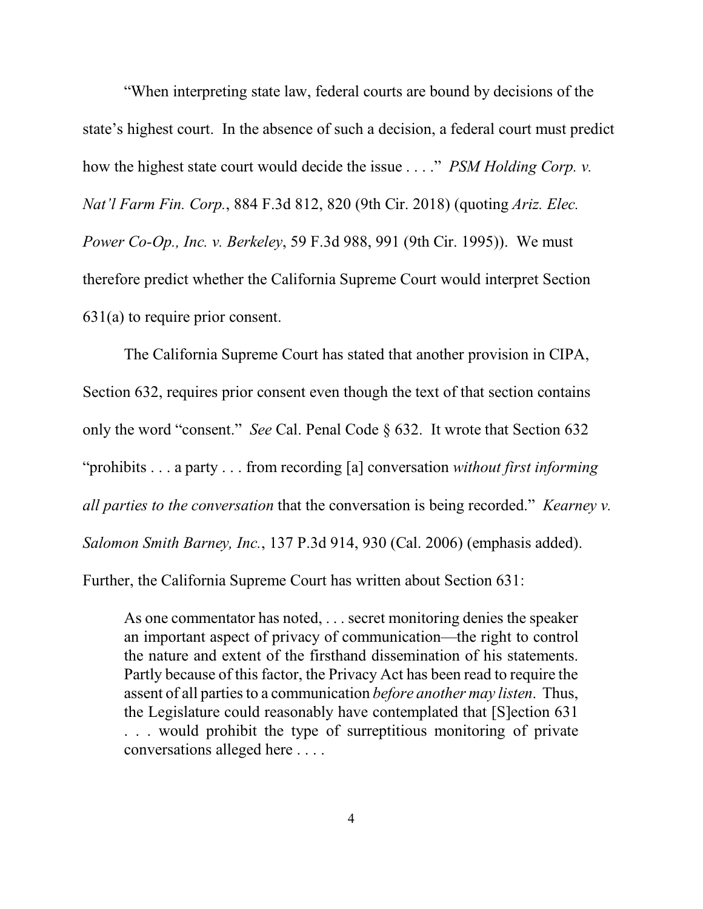"When interpreting state law, federal courts are bound by decisions of the state's highest court. In the absence of such a decision, a federal court must predict how the highest state court would decide the issue . . . ." *PSM Holding Corp. v. Nat'l Farm Fin. Corp.*, 884 F.3d 812, 820 (9th Cir. 2018) (quoting *Ariz. Elec. Power Co-Op., Inc. v. Berkeley*, 59 F.3d 988, 991 (9th Cir. 1995)). We must therefore predict whether the California Supreme Court would interpret Section 631(a) to require prior consent.

The California Supreme Court has stated that another provision in CIPA, Section 632, requires prior consent even though the text of that section contains only the word "consent." *See* Cal. Penal Code § 632. It wrote that Section 632 "prohibits . . . a party . . . from recording [a] conversation *without first informing all parties to the conversation* that the conversation is being recorded." *Kearney v. Salomon Smith Barney, Inc.*, 137 P.3d 914, 930 (Cal. 2006) (emphasis added). Further, the California Supreme Court has written about Section 631:

> As one commentator has noted, . . . secret monitoring denies the speaker an important aspect of privacy of communication—the right to control the nature and extent of the firsthand dissemination of his statements. Partly because of this factor, the Privacy Act has been read to require the assent of all parties to a communication *before another may listen*. Thus, the Legislature could reasonably have contemplated that [S]ection 631 . . . would prohibit the type of surreptitious monitoring of private conversations alleged here . . . .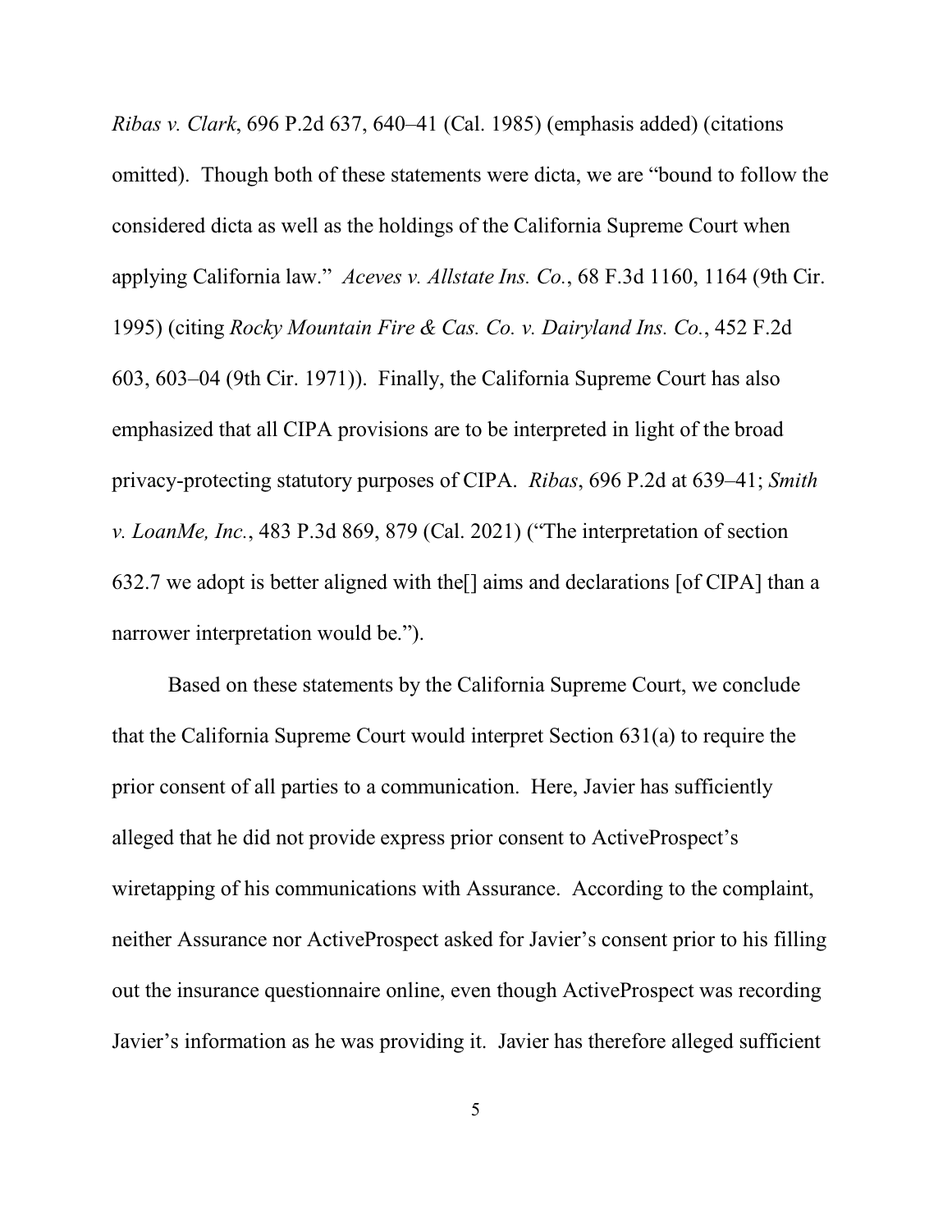*Ribas v. Clark*, 696 P.2d 637, 640–41 (Cal. 1985) (emphasis added) (citations omitted). Though both of these statements were dicta, we are "bound to follow the considered dicta as well as the holdings of the California Supreme Court when applying California law." *Aceves v. Allstate Ins. Co.*, 68 F.3d 1160, 1164 (9th Cir. 1995) (citing *Rocky Mountain Fire & Cas. Co. v. Dairyland Ins. Co.*, 452 F.2d 603, 603–04 (9th Cir. 1971)). Finally, the California Supreme Court has also emphasized that all CIPA provisions are to be interpreted in light of the broad privacy-protecting statutory purposes of CIPA. *Ribas*, 696 P.2d at 639–41; *Smith v. LoanMe, Inc.*, 483 P.3d 869, 879 (Cal. 2021) ("The interpretation of section 632.7 we adopt is better aligned with the[] aims and declarations [of CIPA] than a narrower interpretation would be.").

Based on these statements by the California Supreme Court, we conclude that the California Supreme Court would interpret Section 631(a) to require the prior consent of all parties to a communication. Here, Javier has sufficiently alleged that he did not provide express prior consent to ActiveProspect's wiretapping of his communications with Assurance. According to the complaint, neither Assurance nor ActiveProspect asked for Javier's consent prior to his filling out the insurance questionnaire online, even though ActiveProspect was recording Javier's information as he was providing it. Javier has therefore alleged sufficient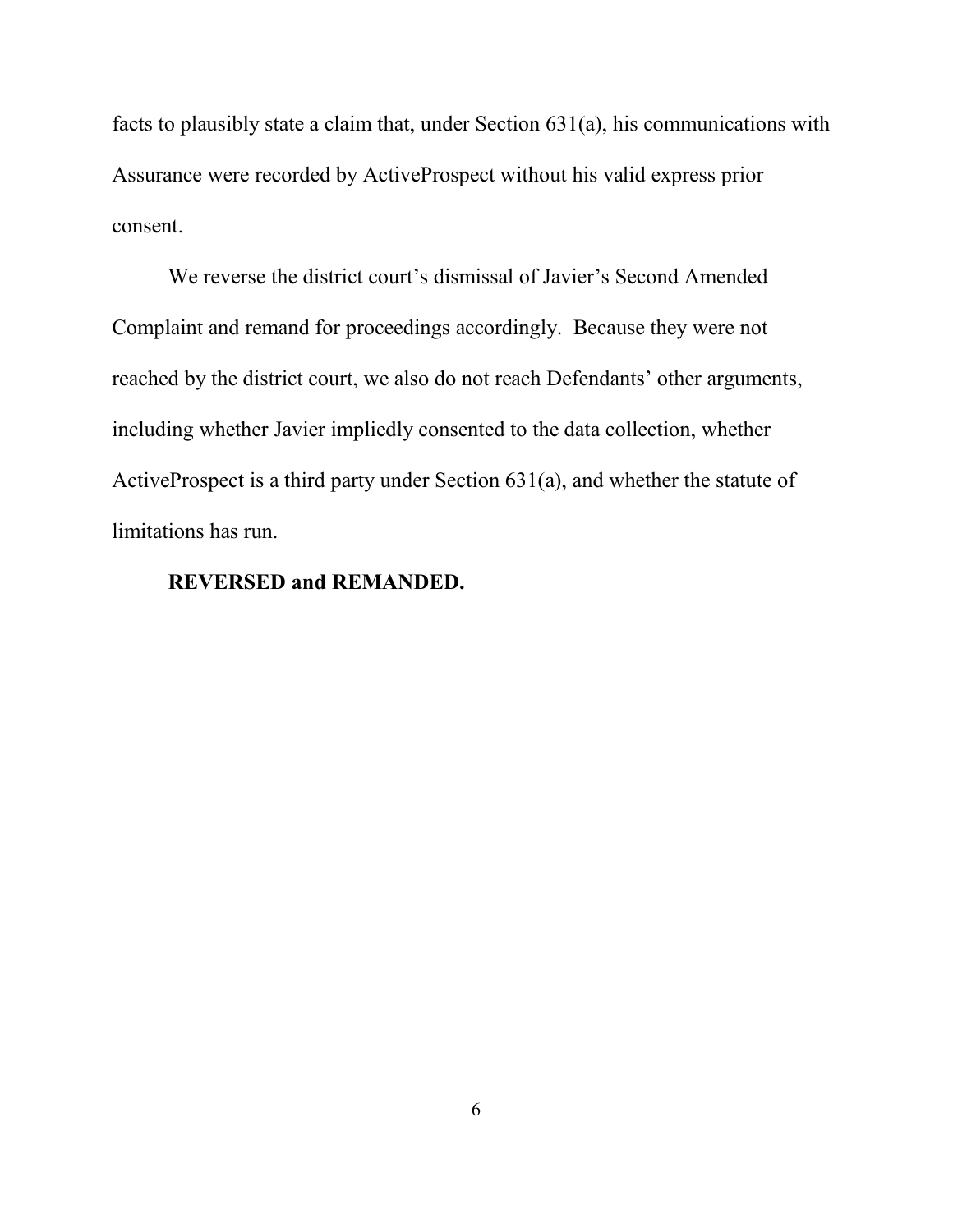facts to plausibly state a claim that, under Section 631(a), his communications with Assurance were recorded by ActiveProspect without his valid express prior consent.

We reverse the district court's dismissal of Javier's Second Amended Complaint and remand for proceedings accordingly. Because they were not reached by the district court, we also do not reach Defendants' other arguments, including whether Javier impliedly consented to the data collection, whether ActiveProspect is a third party under Section 631(a), and whether the statute of limitations has run.

**REVERSED and REMANDED.**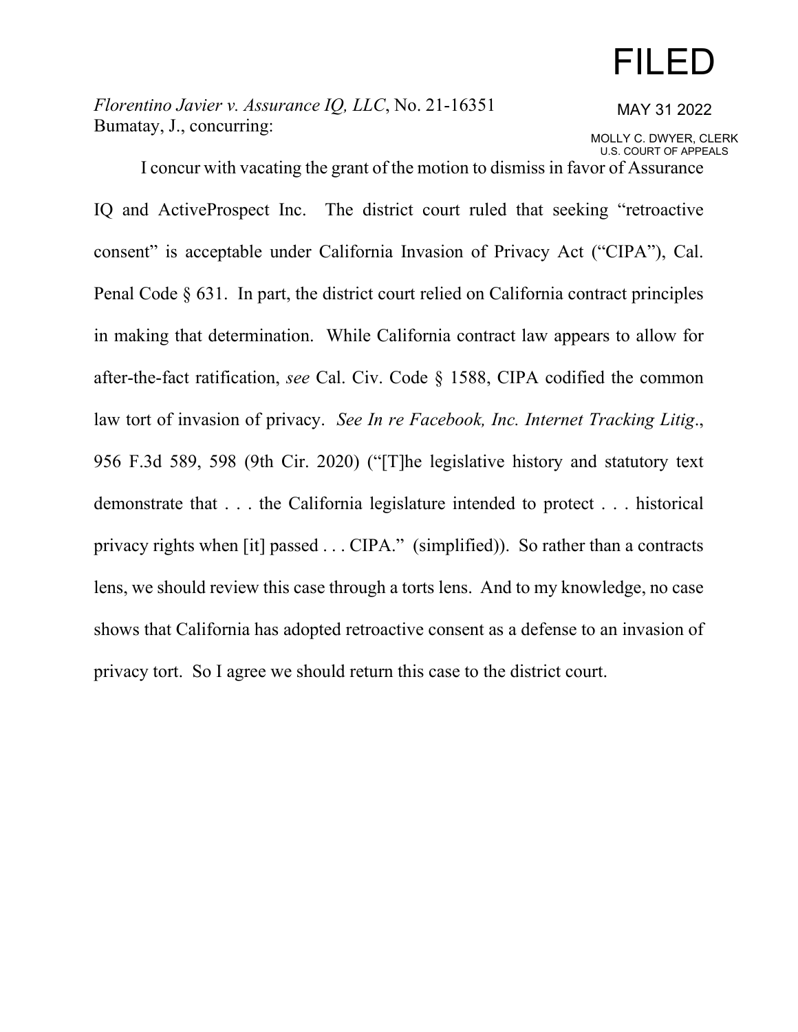FILED

MAY 31 2022

MOLLY C. DWYER, CLERK
U.S. COURT OF APPEALS

*Florentino Javier v. Assurance IQ, LLC*, No. 21-16351
Bumatay, J., concurring:

I concur with vacating the grant of the motion to dismiss in favor of Assurance IQ and ActiveProspect Inc. The district court ruled that seeking "retroactive consent" is acceptable under California Invasion of Privacy Act ("CIPA"), Cal. Penal Code § 631. In part, the district court relied on California contract principles in making that determination. While California contract law appears to allow for after-the-fact ratification, *see* Cal. Civ. Code § 1588, CIPA codified the common law tort of invasion of privacy. *See In re Facebook, Inc. Internet Tracking Litig*., 956 F.3d 589, 598 (9th Cir. 2020) ("[T]he legislative history and statutory text demonstrate that . . . the California legislature intended to protect . . . historical privacy rights when [it] passed . . . CIPA." (simplified)). So rather than a contracts lens, we should review this case through a torts lens. And to my knowledge, no case shows that California has adopted retroactive consent as a defense to an invasion of privacy tort. So I agree we should return this case to the district court.